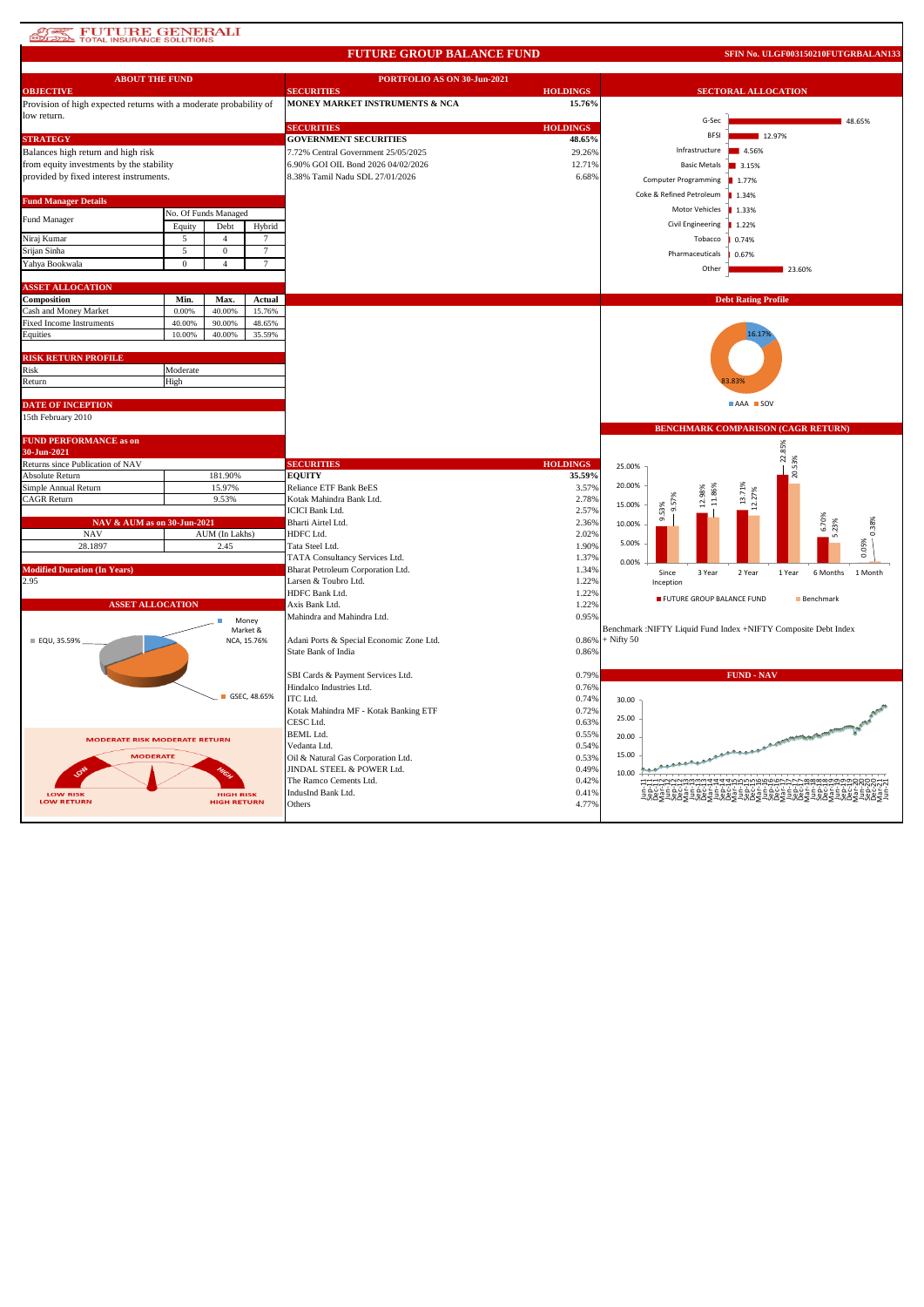# FUTURE GENERALI TOTAL INSURANCE SOLUTIONS

## FUTURE GROUP BALANCE FUND

SFIN No. ULGF003150210FUTGRBALAN133

### ABOUT THE FUND

**OBJECTIVE**

Provision of high expected returns with a moderate probability of low return.

**STRATEGY**

Balances high return and high risk from equity investments by the stability provided by fixed interest instruments.

**Fund Manager Details**

| Fund Manager | No. Of Funds Managed | | |
|---|---|---|---|
| | Equity | Debt | Hybrid |
| Niraj Kumar | 5 | 4 | 7 |
| Srijan Sinha | 5 | 0 | 7 |
| Yahya Bookwala | 0 | 4 | 7 |

**ASSET ALLOCATION**

| Composition | Min. | Max. | Actual |
|---|---|---|---|
| Cash and Money Market | 0.00% | 40.00% | 15.76% |
| Fixed Income Instruments | 40.00% | 90.00% | 48.65% |
| Equities | 10.00% | 40.00% | 35.59% |

**RISK RETURN PROFILE**

| Risk | Moderate |
|---|---|
| Return | High |

**DATE OF INCEPTION**

15th February 2010

**FUND PERFORMANCE as on 30-Jun-2021**

| Returns since Publication of NAV | |
|---|---|
| Absolute Return | 181.90% |
| Simple Annual Return | 15.97% |
| CAGR Return | 9.53% |

**NAV & AUM as on 30-Jun-2021**

| NAV | AUM (In Lakhs) |
|---|---|
| 28.1897 | 2.45 |

**Modified Duration (In Years)**

2.95

**ASSET ALLOCATION**

EQU, 35.59%; Money Market & NCA, 15.76%; GSEC, 48.65%

MODERATE RISK MODERATE RETURN

### PORTFOLIO AS ON 30-Jun-2021

| SECURITIES | HOLDINGS |
|---|---|
| **MONEY MARKET INSTRUMENTS & NCA** | **15.76%** |

| SECURITIES | HOLDINGS |
|---|---|
| **GOVERNMENT SECURITIES** | **48.65%** |
| 7.72% Central Government 25/05/2025 | 29.26% |
| 6.90% GOI OIL Bond 2026 04/02/2026 | 12.71% |
| 8.38% Tamil Nadu SDL 27/01/2026 | 6.68% |

| SECURITIES | HOLDINGS |
|---|---|
| **EQUITY** | **35.59%** |
| Reliance ETF Bank BeES | 3.57% |
| Kotak Mahindra Bank Ltd. | 2.78% |
| ICICI Bank Ltd. | 2.57% |
| Bharti Airtel Ltd. | 2.36% |
| HDFC Ltd. | 2.02% |
| Tata Steel Ltd. | 1.90% |
| TATA Consultancy Services Ltd. | 1.37% |
| Bharat Petroleum Corporation Ltd. | 1.34% |
| Larsen & Toubro Ltd. | 1.22% |
| HDFC Bank Ltd. | 1.22% |
| Axis Bank Ltd. | 1.22% |
| Mahindra and Mahindra Ltd. | 0.95% |
| Adani Ports & Special Economic Zone Ltd. | 0.86% |
| State Bank of India | 0.86% |
| SBI Cards & Payment Services Ltd. | 0.79% |
| Hindalco Industries Ltd. | 0.76% |
| ITC Ltd. | 0.74% |
| Kotak Mahindra MF - Kotak Banking ETF | 0.72% |
| CESC Ltd. | 0.63% |
| BEML Ltd. | 0.55% |
| Vedanta Ltd. | 0.54% |
| Oil & Natural Gas Corporation Ltd. | 0.53% |
| JINDAL STEEL & POWER Ltd. | 0.49% |
| The Ramco Cements Ltd. | 0.42% |
| IndusInd Bank Ltd. | 0.41% |
| Others | 4.77% |

### SECTORAL ALLOCATION

| Sector | Allocation |
|---|---|
| G-Sec | 48.65% |
| BFSI | 12.97% |
| Infrastructure | 4.56% |
| Basic Metals | 3.15% |
| Computer Programming | 1.77% |
| Coke & Refined Petroleum | 1.34% |
| Motor Vehicles | 1.33% |
| Civil Engineering | 1.22% |
| Tobacco | 0.74% |
| Pharmaceuticals | 0.67% |
| Other | 23.60% |

### Debt Rating Profile

AAA 16.17%; SOV 83.83%

### BENCHMARK COMPARISON (CAGR RETURN)

| | Since Inception | 3 Year | 2 Year | 1 Year | 6 Months | 1 Month |
|---|---|---|---|---|---|---|
| FUTURE GROUP BALANCE FUND | 9.53% | 12.98% | 13.71% | 22.85% | 6.70% | 0.05% |
| Benchmark | 9.57% | 11.86% | 12.27% | 20.53% | 5.23% | 0.38% |

Benchmark :NIFTY Liquid Fund Index +NIFTY Composite Debt Index + Nifty 50

### FUND - NAV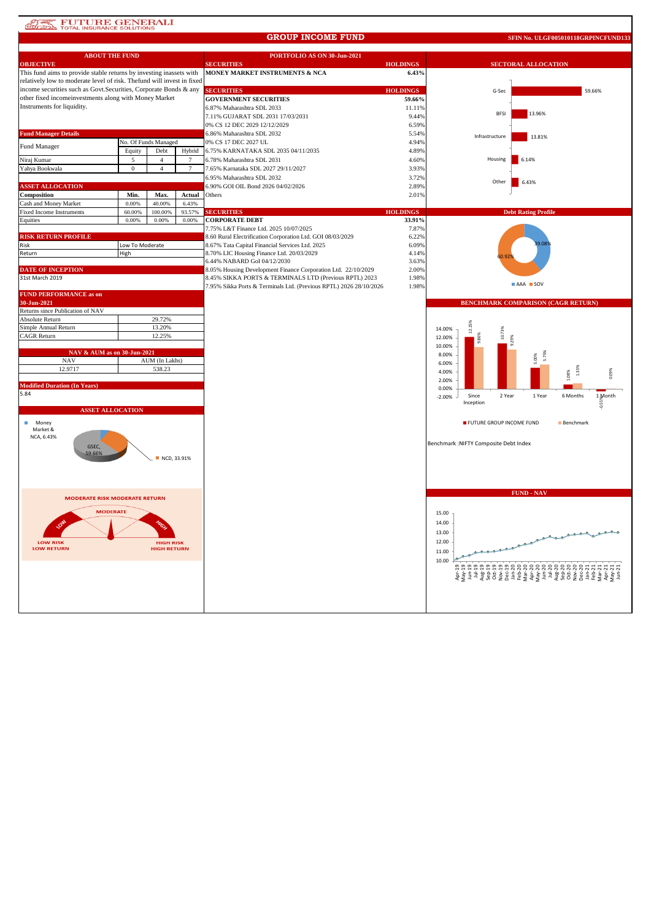FUTURE GENERALI
TOTAL INSURANCE SOLUTIONS

# GROUP INCOME FUND

**SFIN No. ULGF005010118GRPINCFUND133**

## ABOUT THE FUND

### OBJECTIVE

This fund aims to provide stable returns by investing inassets with relatively low to moderate level of risk. Thefund will invest in fixed income securities such as Govt.Securities, Corporate Bonds & any other fixed incomeinvestments along with Money Market Instruments for liquidity.

### Fund Manager Details

| Fund Manager | No. Of Funds Managed | | |
|---|---|---|---|
| | Equity | Debt | Hybrid |
| Niraj Kumar | 5 | 4 | 7 |
| Yahya Bookwala | 0 | 4 | 7 |

### ASSET ALLOCATION

| Composition | Min. | Max. | Actual |
|---|---|---|---|
| Cash and Money Market | 0.00% | 40.00% | 6.43% |
| Fixed Income Instruments | 60.00% | 100.00% | 93.57% |
| Equities | 0.00% | 0.00% | 0.00% |

### RISK RETURN PROFILE

| | |
|---|---|
| Risk | Low To Moderate |
| Return | High |

### DATE OF INCEPTION

31st March 2019

### FUND PERFORMANCE as on 30-Jun-2021

| Returns since Publication of NAV | |
|---|---|
| Absolute Return | 29.72% |
| Simple Annual Return | 13.20% |
| CAGR Return | 12.25% |

### NAV & AUM as on 30-Jun-2021

| NAV | AUM (In Lakhs) |
|---|---|
| 12.9717 | 538.23 |

### Modified Duration (In Years)

5.84

### ASSET ALLOCATION

Money Market & NCA, 6.43%; GSEC, 59.66%; NCD, 33.91%

MODERATE RISK MODERATE RETURN

## PORTFOLIO AS ON 30-Jun-2021

| SECURITIES | HOLDINGS |
|---|---|
| **MONEY MARKET INSTRUMENTS & NCA** | **6.43%** |

| SECURITIES | HOLDINGS |
|---|---|
| **GOVERNMENT SECURITIES** | **59.66%** |
| 6.87% Maharashtra SDL 2033 | 11.11% |
| 7.11% GUJARAT SDL 2031 17/03/2031 | 9.44% |
| 0% CS 12 DEC 2029 12/12/2029 | 6.59% |
| 6.86% Maharashtra SDL 2032 | 5.54% |
| 0% CS 17 DEC 2027 UL | 4.94% |
| 6.75% KARNATAKA SDL 2035 04/11/2035 | 4.89% |
| 6.78% Maharashtra SDL 2031 | 4.60% |
| 7.65% Karnataka SDL 2027 29/11/2027 | 3.93% |
| 6.95% Maharashtra SDL 2032 | 3.72% |
| 6.90% GOI OIL Bond 2026 04/02/2026 | 2.89% |
| Others | 2.01% |

| SECURITIES | HOLDINGS |
|---|---|
| **CORPORATE DEBT** | **33.91%** |
| 7.75% L&T Finance Ltd. 2025 10/07/2025 | 7.87% |
| 8.60 Rural Electrification Corporation Ltd. GOI 08/03/2029 | 6.22% |
| 8.67% Tata Capital Financial Services Ltd. 2025 | 6.09% |
| 8.70% LIC Housing Finance Ltd. 20/03/2029 | 4.14% |
| 6.44% NABARD GoI 04/12/2030 | 3.63% |
| 8.05% Housing Development Finance Corporation Ltd. 22/10/2029 | 2.00% |
| 8.45% SIKKA PORTS & TERMINALS LTD (Previous RPTL) 2023 | 1.98% |
| 7.95% Sikka Ports & Terminals Ltd. (Previous RPTL) 2026 28/10/2026 | 1.98% |

## SECTORAL ALLOCATION

| Sector | Allocation |
|---|---|
| G-Sec | 59.66% |
| BFSI | 13.96% |
| Infrastructure | 13.81% |
| Housing | 6.14% |
| Other | 6.43% |

## Debt Rating Profile

| Rating | % |
|---|---|
| AAA | 39.08% |
| SOV | 60.92% |

## BENCHMARK COMPARISON (CAGR RETURN)

| Period | FUTURE GROUP INCOME FUND | Benchmark |
|---|---|---|
| Since Inception | 12.25% | 9.86% |
| 2 Year | 10.73% | 9.29% |
| 1 Year | 5.00% | 5.73% |
| 6 Months | 1.08% | 1.33% |
| 1 Month | -0.15% | 0.09% |

Benchmark :NIFTY Composite Debt Index

## FUND - NAV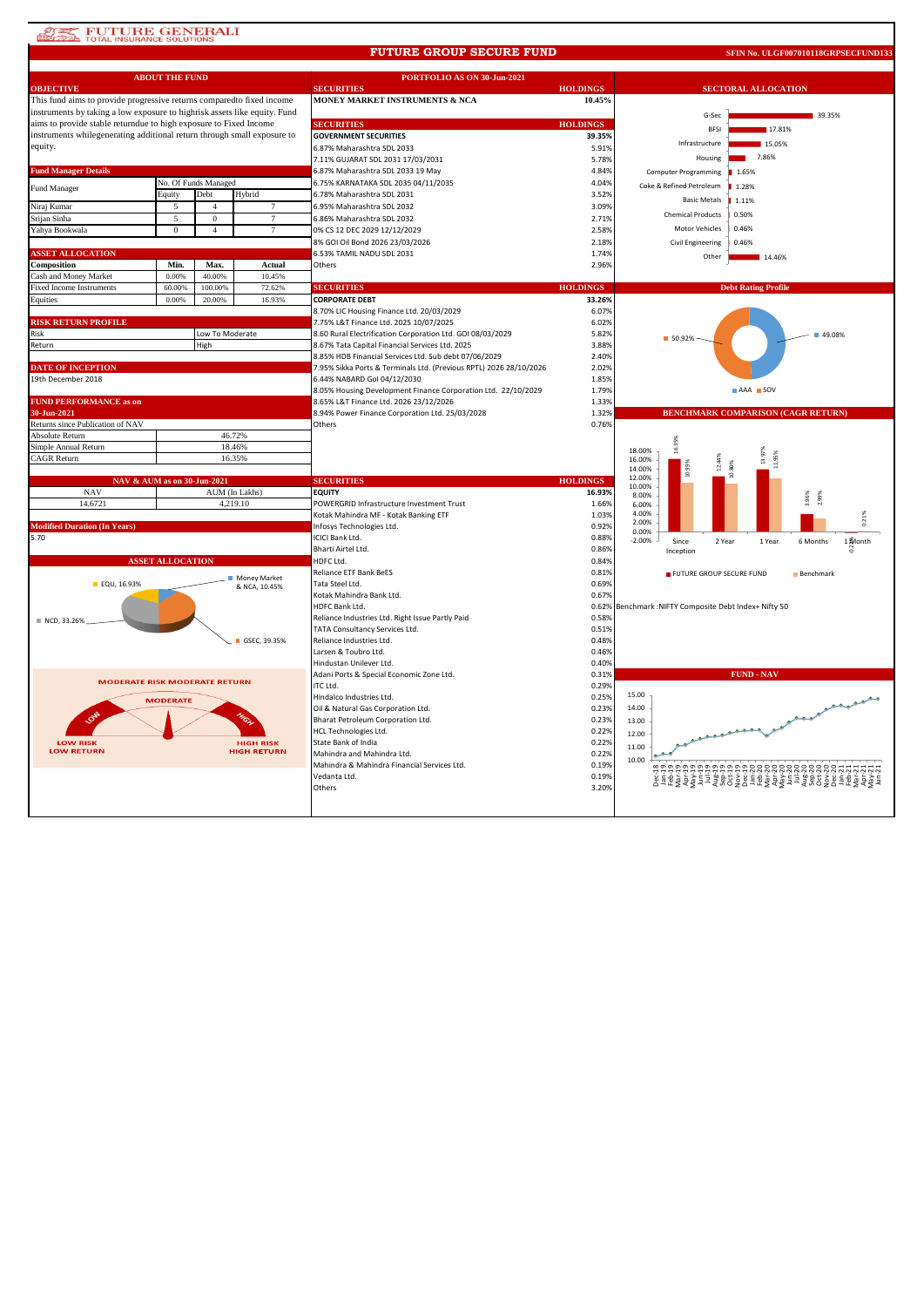# FUTURE GROUP SECURE FUND

**SFIN No. ULGF007010118GRPSECFUND133**

## ABOUT THE FUND

### OBJECTIVE

This fund aims to provide progressive returns comparedto fixed income instruments by taking a low exposure to highrisk assets like equity. Fund aims to provide stable returndue to high exposure to Fixed Income instruments whilegenerating additional return through small exposure to equity.

### Fund Manager Details

| Fund Manager | No. Of Funds Managed | | |
|---|---|---|---|
| | Equity | Debt | Hybrid |
| Niraj Kumar | 5 | 4 | 7 |
| Srijan Sinha | 5 | 0 | 7 |
| Yahya Bookwala | 0 | 4 | 7 |

### ASSET ALLOCATION

| Composition | Min. | Max. | Actual |
|---|---|---|---|
| Cash and Money Market | 0.00% | 40.00% | 10.45% |
| Fixed Income Instruments | 60.00% | 100.00% | 72.62% |
| Equities | 0.00% | 20.00% | 16.93% |

### RISK RETURN PROFILE

| | |
|---|---|
| Risk | Low To Moderate |
| Return | High |

### DATE OF INCEPTION

19th December 2018

### FUND PERFORMANCE as on 30-Jun-2021

| Returns since Publication of NAV | |
|---|---|
| Absolute Return | 46.72% |
| Simple Annual Return | 18.46% |
| CAGR Return | 16.35% |

### NAV & AUM as on 30-Jun-2021

| NAV | AUM (In Lakhs) |
|---|---|
| 14.6721 | 4,219.10 |

### Modified Duration (In Years)

5.70

### ASSET ALLOCATION

- EQU, 16.93%
- Money Market & NCA, 10.45%
- NCD, 33.26%
- GSEC, 39.35%

MODERATE RISK MODERATE RETURN

## PORTFOLIO AS ON 30-Jun-2021

| SECURITIES | HOLDINGS |
|---|---|
| **MONEY MARKET INSTRUMENTS & NCA** | **10.45%** |

| SECURITIES | HOLDINGS |
|---|---|
| **GOVERNMENT SECURITIES** | **39.35%** |
| 6.87% Maharashtra SDL 2033 | 5.91% |
| 7.11% GUJARAT SDL 2031 17/03/2031 | 5.78% |
| 6.87% Maharashtra SDL 2033 19 May | 4.84% |
| 6.75% KARNATAKA SDL 2035 04/11/2035 | 4.04% |
| 6.78% Maharashtra SDL 2031 | 3.52% |
| 6.95% Maharashtra SDL 2032 | 3.09% |
| 6.86% Maharashtra SDL 2032 | 2.71% |
| 0% CS 12 DEC 2029 12/12/2029 | 2.58% |
| 8% GOI Oil Bond 2026 23/03/2026 | 2.18% |
| 6.53% TAMIL NADU SDL 2031 | 1.74% |
| Others | 2.96% |

| SECURITIES | HOLDINGS |
|---|---|
| **CORPORATE DEBT** | **33.26%** |
| 8.70% LIC Housing Finance Ltd. 20/03/2029 | 6.07% |
| 7.75% L&T Finance Ltd. 2025 10/07/2025 | 6.02% |
| 8.60 Rural Electrification Corporation Ltd. GOI 08/03/2029 | 5.82% |
| 8.67% Tata Capital Financial Services Ltd. 2025 | 3.88% |
| 8.85% HDB Financial Services Ltd. Sub debt 07/06/2029 | 2.40% |
| 7.95% Sikka Ports & Terminals Ltd. (Previous RPTL) 2026 28/10/2026 | 2.02% |
| 6.44% NABARD GoI 04/12/2030 | 1.85% |
| 8.05% Housing Development Finance Corporation Ltd. 22/10/2029 | 1.79% |
| 8.65% L&T Finance Ltd. 2026 23/12/2026 | 1.33% |
| 8.94% Power Finance Corporation Ltd. 25/03/2028 | 1.32% |
| Others | 0.76% |

| SECURITIES | HOLDINGS |
|---|---|
| **EQUITY** | **16.93%** |
| POWERGRID Infrastructure Investment Trust | 1.66% |
| Kotak Mahindra MF - Kotak Banking ETF | 1.03% |
| Infosys Technologies Ltd. | 0.92% |
| ICICI Bank Ltd. | 0.88% |
| Bharti Airtel Ltd. | 0.86% |
| HDFC Ltd. | 0.84% |
| Reliance ETF Bank BeES | 0.81% |
| Tata Steel Ltd. | 0.69% |
| Kotak Mahindra Bank Ltd. | 0.67% |
| HDFC Bank Ltd. | 0.62% |
| Reliance Industries Ltd. Right Issue Partly Paid | 0.58% |
| TATA Consultancy Services Ltd. | 0.51% |
| Reliance Industries Ltd. | 0.48% |
| Larsen & Toubro Ltd. | 0.46% |
| Hindustan Unilever Ltd. | 0.40% |
| Adani Ports & Special Economic Zone Ltd. | 0.31% |
| ITC Ltd. | 0.29% |
| Hindalco Industries Ltd. | 0.25% |
| Oil & Natural Gas Corporation Ltd. | 0.23% |
| Bharat Petroleum Corporation Ltd. | 0.23% |
| HCL Technologies Ltd. | 0.22% |
| State Bank of India | 0.22% |
| Mahindra and Mahindra Ltd. | 0.22% |
| Mahindra & Mahindra Financial Services Ltd. | 0.19% |
| Vedanta Ltd. | 0.19% |
| Others | 3.20% |

## SECTORAL ALLOCATION

| Sector | Allocation |
|---|---|
| G-Sec | 39.35% |
| BFSI | 17.81% |
| Infrastructure | 15.05% |
| Housing | 7.86% |
| Computer Programming | 1.65% |
| Coke & Refined Petroleum | 1.28% |
| Basic Metals | 1.11% |
| Chemical Products | 0.50% |
| Motor Vehicles | 0.46% |
| Civil Engineering | 0.46% |
| Other | 14.46% |

## Debt Rating Profile

- AAA: 50.92%
- SOV: 49.08%

## BENCHMARK COMPARISON (CAGR RETURN)

| Period | FUTURE GROUP SECURE FUND | Benchmark |
|---|---|---|
| Since Inception | 16.35% | 10.99% |
| 2 Year | 12.44% | 10.80% |
| 1 Year | 13.97% | 11.95% |
| 6 Months | 3.96% | 2.99% |
| 1 Month | 0.21% | -0.2x% |

Benchmark :NIFTY Composite Debt Index+ Nifty 50

## FUND - NAV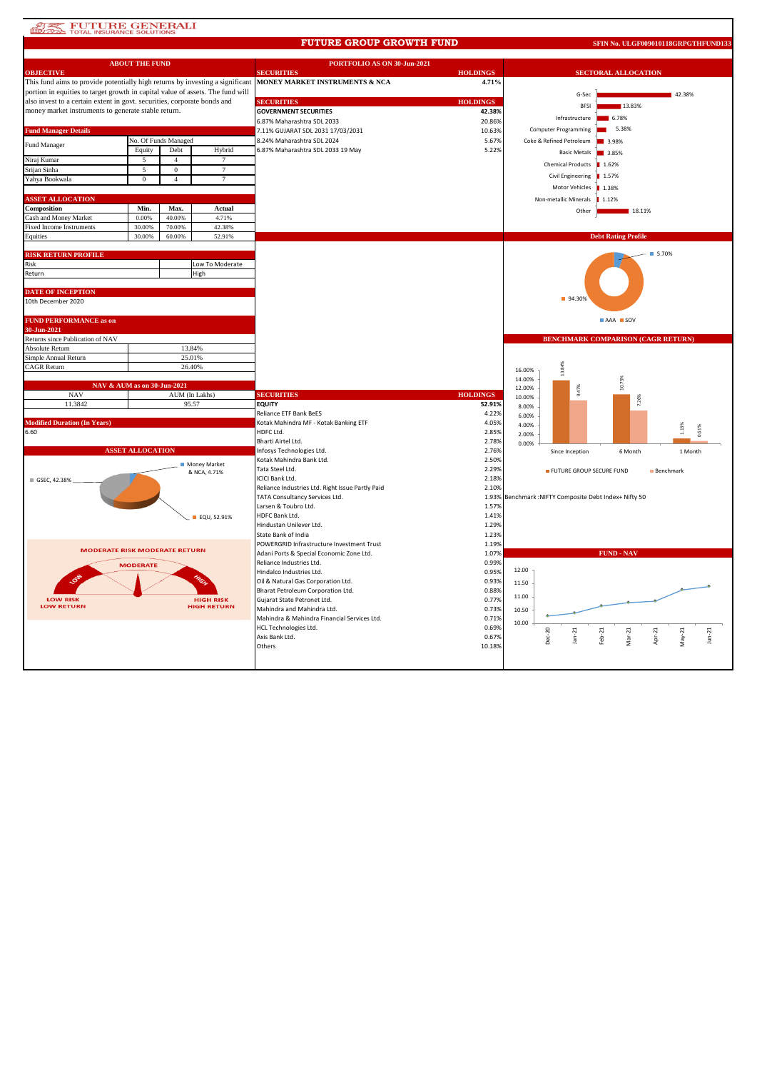FUTURE GENERALI
TOTAL INSURANCE SOLUTIONS

# FUTURE GROUP GROWTH FUND

SFIN No. ULGF009010118GRPGTHFUND133

## ABOUT THE FUND

**OBJECTIVE**

This fund aims to provide potentially high returns by investing a significant portion in equities to target growth in capital value of assets. The fund will also invest to a certain extent in govt. securities, corporate bonds and money market instruments to generate stable return.

**Fund Manager Details**

| Fund Manager | No. Of Funds Managed | | |
|---|---|---|---|
| | Equity | Debt | Hybrid |
| Niraj Kumar | 5 | 4 | 7 |
| Srijan Sinha | 5 | 0 | 7 |
| Yahya Bookwala | 0 | 4 | 7 |

**ASSET ALLOCATION**

| Composition | Min. | Max. | Actual |
|---|---|---|---|
| Cash and Money Market | 0.00% | 40.00% | 4.71% |
| Fixed Income Instruments | 30.00% | 70.00% | 42.38% |
| Equities | 30.00% | 60.00% | 52.91% |

**RISK RETURN PROFILE**

| | |
|---|---|
| Risk | Low To Moderate |
| Return | High |

**DATE OF INCEPTION**

10th December 2020

**FUND PERFORMANCE as on 30-Jun-2021**

| Returns since Publication of NAV | |
|---|---|
| Absolute Return | 13.84% |
| Simple Annual Return | 25.01% |
| CAGR Return | 26.40% |

**NAV & AUM as on 30-Jun-2021**

| NAV | AUM (In Lakhs) |
|---|---|
| 11.3842 | 95.57 |

**Modified Duration (In Years)**

6.60

**ASSET ALLOCATION**

Money Market & NCA, 4.71%
GSEC, 42.38%
EQU, 52.91%

MODERATE RISK MODERATE RETURN
MODERATE
LOW
HIGH
LOW RISK LOW RETURN
HIGH RISK HIGH RETURN

## PORTFOLIO AS ON 30-Jun-2021

| SECURITIES | HOLDINGS |
|---|---|
| MONEY MARKET INSTRUMENTS & NCA | 4.71% |

| SECURITIES | HOLDINGS |
|---|---|
| **GOVERNMENT SECURITIES** | **42.38%** |
| 6.87% Maharashtra SDL 2033 | 20.86% |
| 7.11% GUJARAT SDL 2031 17/03/2031 | 10.63% |
| 8.24% Maharashtra SDL 2024 | 5.67% |
| 6.87% Maharashtra SDL 2033 19 May | 5.22% |

| SECURITIES | HOLDINGS |
|---|---|
| **EQUITY** | **52.91%** |
| Reliance ETF Bank BeES | 4.22% |
| Kotak Mahindra MF - Kotak Banking ETF | 4.05% |
| HDFC Ltd. | 2.85% |
| Bharti Airtel Ltd. | 2.78% |
| Infosys Technologies Ltd. | 2.76% |
| Kotak Mahindra Bank Ltd. | 2.50% |
| Tata Steel Ltd. | 2.29% |
| ICICI Bank Ltd. | 2.18% |
| Reliance Industries Ltd. Right Issue Partly Paid | 2.10% |
| TATA Consultancy Services Ltd. | 1.93% |
| Larsen & Toubro Ltd. | 1.57% |
| HDFC Bank Ltd. | 1.41% |
| Hindustan Unilever Ltd. | 1.29% |
| State Bank of India | 1.23% |
| POWERGRID Infrastructure Investment Trust | 1.19% |
| Adani Ports & Special Economic Zone Ltd. | 1.07% |
| Reliance Industries Ltd. | 0.99% |
| Hindalco Industries Ltd. | 0.95% |
| Oil & Natural Gas Corporation Ltd. | 0.93% |
| Bharat Petroleum Corporation Ltd. | 0.88% |
| Gujarat State Petronet Ltd. | 0.77% |
| Mahindra and Mahindra Ltd. | 0.73% |
| Mahindra & Mahindra Financial Services Ltd. | 0.71% |
| HCL Technologies Ltd. | 0.69% |
| Axis Bank Ltd. | 0.67% |
| Others | 10.18% |

## SECTORAL ALLOCATION

G-Sec 42.38%
BFSI 13.83%
Infrastructure 6.78%
Computer Programming 5.38%
Coke & Refined Petroleum 3.98%
Basic Metals 3.85%
Chemical Products 1.62%
Civil Engineering 1.57%
Motor Vehicles 1.38%
Non-metallic Minerals 1.12%
Other 18.11%

## Debt Rating Profile

5.70%
94.30%
AAA SOV

## BENCHMARK COMPARISON (CAGR RETURN)

16.00%
14.00%
12.00%
10.00%
8.00%
6.00%
4.00%
2.00%
0.00%

13.84%
9.47%
10.73%
7.26%
1.13%
0.61%

Since Inception
6 Month
1 Month

FUTURE GROUP SECURE FUND
Benchmark

Benchmark :NIFTY Composite Debt Index+ Nifty 50

## FUND - NAV

12.00
11.50
11.00
10.50
10.00

Dec-20
Jan-21
Feb-21
Mar-21
Apr-21
May-21
Jun-21